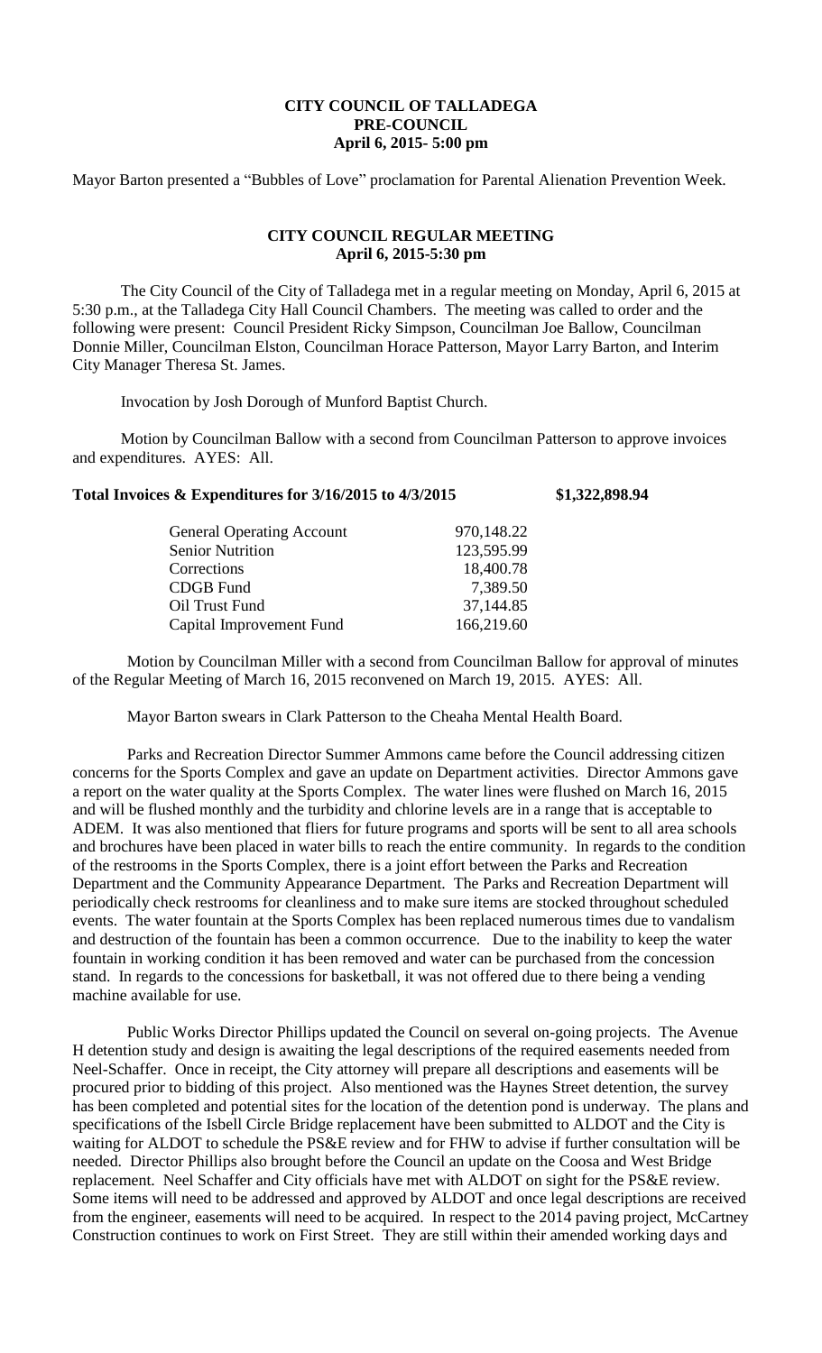**CITY COUNCIL OF TALLADEGA**
**PRE-COUNCIL**
**April 6, 2015- 5:00 pm**

Mayor Barton presented a "Bubbles of Love" proclamation for Parental Alienation Prevention Week.

**CITY COUNCIL REGULAR MEETING**
**April 6, 2015-5:30 pm**

The City Council of the City of Talladega met in a regular meeting on Monday, April 6, 2015 at 5:30 p.m., at the Talladega City Hall Council Chambers. The meeting was called to order and the following were present: Council President Ricky Simpson, Councilman Joe Ballow, Councilman Donnie Miller, Councilman Elston, Councilman Horace Patterson, Mayor Larry Barton, and Interim City Manager Theresa St. James.

Invocation by Josh Dorough of Munford Baptist Church.

Motion by Councilman Ballow with a second from Councilman Patterson to approve invoices and expenditures. AYES: All.

**Total Invoices & Expenditures for 3/16/2015 to 4/3/2015 $1,322,898.94**

| | |
|---|---|
| General Operating Account | 970,148.22 |
| Senior Nutrition | 123,595.99 |
| Corrections | 18,400.78 |
| CDGB Fund | 7,389.50 |
| Oil Trust Fund | 37,144.85 |
| Capital Improvement Fund | 166,219.60 |

Motion by Councilman Miller with a second from Councilman Ballow for approval of minutes of the Regular Meeting of March 16, 2015 reconvened on March 19, 2015. AYES: All.

Mayor Barton swears in Clark Patterson to the Cheaha Mental Health Board.

Parks and Recreation Director Summer Ammons came before the Council addressing citizen concerns for the Sports Complex and gave an update on Department activities. Director Ammons gave a report on the water quality at the Sports Complex. The water lines were flushed on March 16, 2015 and will be flushed monthly and the turbidity and chlorine levels are in a range that is acceptable to ADEM. It was also mentioned that fliers for future programs and sports will be sent to all area schools and brochures have been placed in water bills to reach the entire community. In regards to the condition of the restrooms in the Sports Complex, there is a joint effort between the Parks and Recreation Department and the Community Appearance Department. The Parks and Recreation Department will periodically check restrooms for cleanliness and to make sure items are stocked throughout scheduled events. The water fountain at the Sports Complex has been replaced numerous times due to vandalism and destruction of the fountain has been a common occurrence. Due to the inability to keep the water fountain in working condition it has been removed and water can be purchased from the concession stand. In regards to the concessions for basketball, it was not offered due to there being a vending machine available for use.

Public Works Director Phillips updated the Council on several on-going projects. The Avenue H detention study and design is awaiting the legal descriptions of the required easements needed from Neel-Schaffer. Once in receipt, the City attorney will prepare all descriptions and easements will be procured prior to bidding of this project. Also mentioned was the Haynes Street detention, the survey has been completed and potential sites for the location of the detention pond is underway. The plans and specifications of the Isbell Circle Bridge replacement have been submitted to ALDOT and the City is waiting for ALDOT to schedule the PS&E review and for FHW to advise if further consultation will be needed. Director Phillips also brought before the Council an update on the Coosa and West Bridge replacement. Neel Schaffer and City officials have met with ALDOT on sight for the PS&E review. Some items will need to be addressed and approved by ALDOT and once legal descriptions are received from the engineer, easements will need to be acquired. In respect to the 2014 paving project, McCartney Construction continues to work on First Street. They are still within their amended working days and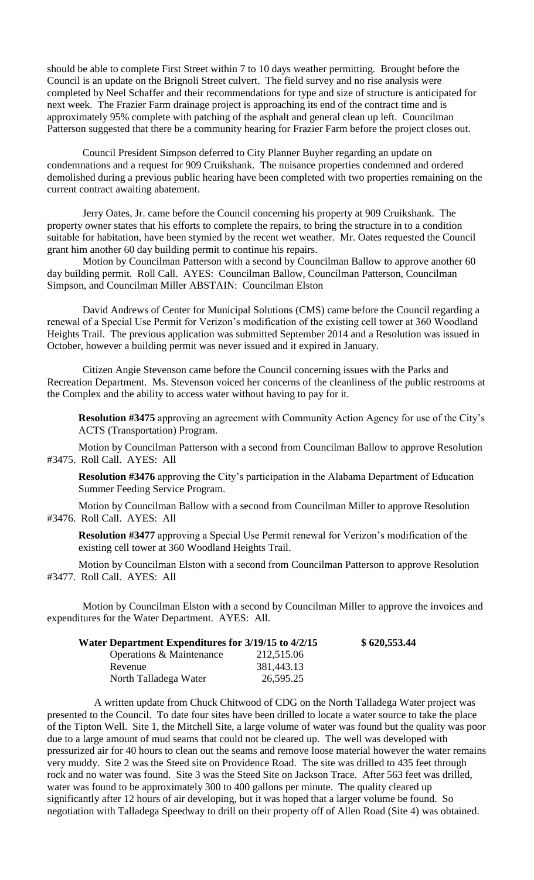should be able to complete First Street within 7 to 10 days weather permitting. Brought before the Council is an update on the Brignoli Street culvert. The field survey and no rise analysis were completed by Neel Schaffer and their recommendations for type and size of structure is anticipated for next week. The Frazier Farm drainage project is approaching its end of the contract time and is approximately 95% complete with patching of the asphalt and general clean up left. Councilman Patterson suggested that there be a community hearing for Frazier Farm before the project closes out.

Council President Simpson deferred to City Planner Buyher regarding an update on condemnations and a request for 909 Cruikshank. The nuisance properties condemned and ordered demolished during a previous public hearing have been completed with two properties remaining on the current contract awaiting abatement.

Jerry Oates, Jr. came before the Council concerning his property at 909 Cruikshank. The property owner states that his efforts to complete the repairs, to bring the structure in to a condition suitable for habitation, have been stymied by the recent wet weather. Mr. Oates requested the Council grant him another 60 day building permit to continue his repairs.

Motion by Councilman Patterson with a second by Councilman Ballow to approve another 60 day building permit. Roll Call. AYES: Councilman Ballow, Councilman Patterson, Councilman Simpson, and Councilman Miller ABSTAIN: Councilman Elston

David Andrews of Center for Municipal Solutions (CMS) came before the Council regarding a renewal of a Special Use Permit for Verizon's modification of the existing cell tower at 360 Woodland Heights Trail. The previous application was submitted September 2014 and a Resolution was issued in October, however a building permit was never issued and it expired in January.

Citizen Angie Stevenson came before the Council concerning issues with the Parks and Recreation Department. Ms. Stevenson voiced her concerns of the cleanliness of the public restrooms at the Complex and the ability to access water without having to pay for it.

**Resolution #3475** approving an agreement with Community Action Agency for use of the City's ACTS (Transportation) Program.

Motion by Councilman Patterson with a second from Councilman Ballow to approve Resolution #3475. Roll Call. AYES: All

**Resolution #3476** approving the City's participation in the Alabama Department of Education Summer Feeding Service Program.

Motion by Councilman Ballow with a second from Councilman Miller to approve Resolution #3476. Roll Call. AYES: All

**Resolution #3477** approving a Special Use Permit renewal for Verizon's modification of the existing cell tower at 360 Woodland Heights Trail.

Motion by Councilman Elston with a second from Councilman Patterson to approve Resolution #3477. Roll Call. AYES: All

Motion by Councilman Elston with a second by Councilman Miller to approve the invoices and expenditures for the Water Department. AYES: All.

| **Water Department Expenditures for 3/19/15 to 4/2/15** | | **$ 620,553.44** |
|---|---|---|
| Operations & Maintenance | 212,515.06 | |
| Revenue | 381,443.13 | |
| North Talladega Water | 26,595.25 | |

A written update from Chuck Chitwood of CDG on the North Talladega Water project was presented to the Council. To date four sites have been drilled to locate a water source to take the place of the Tipton Well. Site 1, the Mitchell Site, a large volume of water was found but the quality was poor due to a large amount of mud seams that could not be cleared up. The well was developed with pressurized air for 40 hours to clean out the seams and remove loose material however the water remains very muddy. Site 2 was the Steed site on Providence Road. The site was drilled to 435 feet through rock and no water was found. Site 3 was the Steed Site on Jackson Trace. After 563 feet was drilled, water was found to be approximately 300 to 400 gallons per minute. The quality cleared up significantly after 12 hours of air developing, but it was hoped that a larger volume be found. So negotiation with Talladega Speedway to drill on their property off of Allen Road (Site 4) was obtained.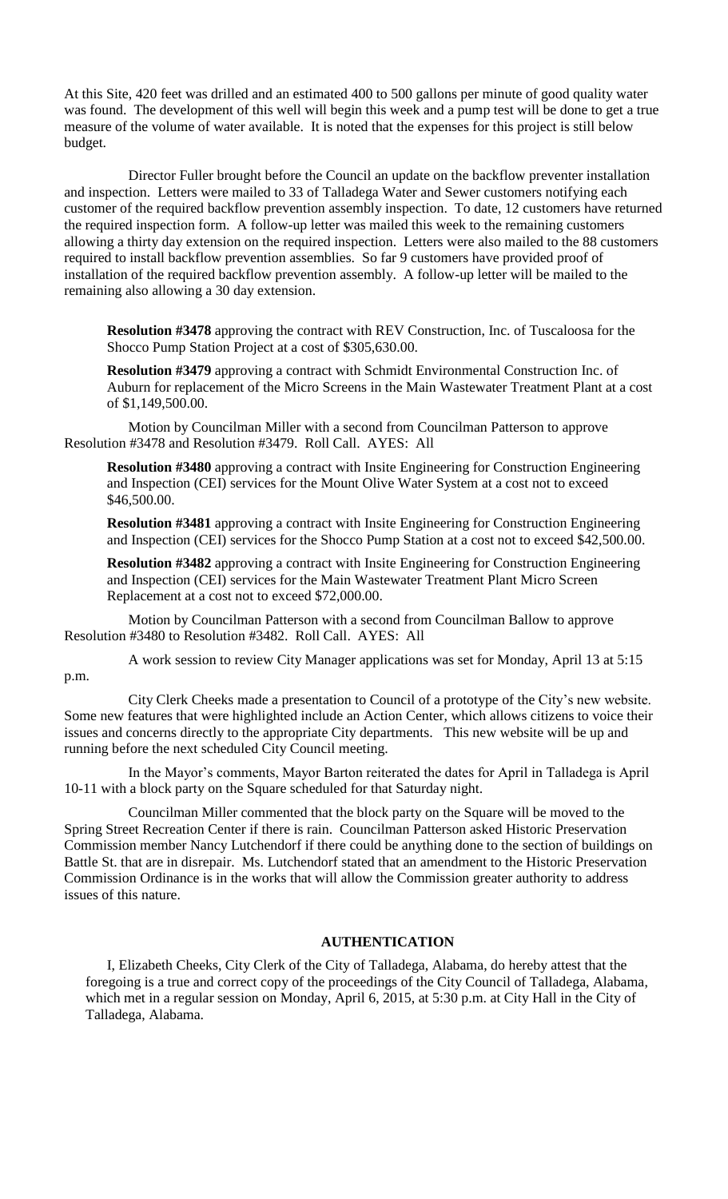At this Site, 420 feet was drilled and an estimated 400 to 500 gallons per minute of good quality water was found. The development of this well will begin this week and a pump test will be done to get a true measure of the volume of water available. It is noted that the expenses for this project is still below budget.

Director Fuller brought before the Council an update on the backflow preventer installation and inspection. Letters were mailed to 33 of Talladega Water and Sewer customers notifying each customer of the required backflow prevention assembly inspection. To date, 12 customers have returned the required inspection form. A follow-up letter was mailed this week to the remaining customers allowing a thirty day extension on the required inspection. Letters were also mailed to the 88 customers required to install backflow prevention assemblies. So far 9 customers have provided proof of installation of the required backflow prevention assembly. A follow-up letter will be mailed to the remaining also allowing a 30 day extension.

**Resolution #3478** approving the contract with REV Construction, Inc. of Tuscaloosa for the Shocco Pump Station Project at a cost of $305,630.00.

**Resolution #3479** approving a contract with Schmidt Environmental Construction Inc. of Auburn for replacement of the Micro Screens in the Main Wastewater Treatment Plant at a cost of $1,149,500.00.

Motion by Councilman Miller with a second from Councilman Patterson to approve Resolution #3478 and Resolution #3479. Roll Call. AYES: All

**Resolution #3480** approving a contract with Insite Engineering for Construction Engineering and Inspection (CEI) services for the Mount Olive Water System at a cost not to exceed $46,500.00.

**Resolution #3481** approving a contract with Insite Engineering for Construction Engineering and Inspection (CEI) services for the Shocco Pump Station at a cost not to exceed $42,500.00.

**Resolution #3482** approving a contract with Insite Engineering for Construction Engineering and Inspection (CEI) services for the Main Wastewater Treatment Plant Micro Screen Replacement at a cost not to exceed $72,000.00.

Motion by Councilman Patterson with a second from Councilman Ballow to approve Resolution #3480 to Resolution #3482. Roll Call. AYES: All

A work session to review City Manager applications was set for Monday, April 13 at 5:15 p.m.

City Clerk Cheeks made a presentation to Council of a prototype of the City's new website. Some new features that were highlighted include an Action Center, which allows citizens to voice their issues and concerns directly to the appropriate City departments. This new website will be up and running before the next scheduled City Council meeting.

In the Mayor's comments, Mayor Barton reiterated the dates for April in Talladega is April 10-11 with a block party on the Square scheduled for that Saturday night.

Councilman Miller commented that the block party on the Square will be moved to the Spring Street Recreation Center if there is rain. Councilman Patterson asked Historic Preservation Commission member Nancy Lutchendorf if there could be anything done to the section of buildings on Battle St. that are in disrepair. Ms. Lutchendorf stated that an amendment to the Historic Preservation Commission Ordinance is in the works that will allow the Commission greater authority to address issues of this nature.

## AUTHENTICATION

I, Elizabeth Cheeks, City Clerk of the City of Talladega, Alabama, do hereby attest that the foregoing is a true and correct copy of the proceedings of the City Council of Talladega, Alabama, which met in a regular session on Monday, April 6, 2015, at 5:30 p.m. at City Hall in the City of Talladega, Alabama.